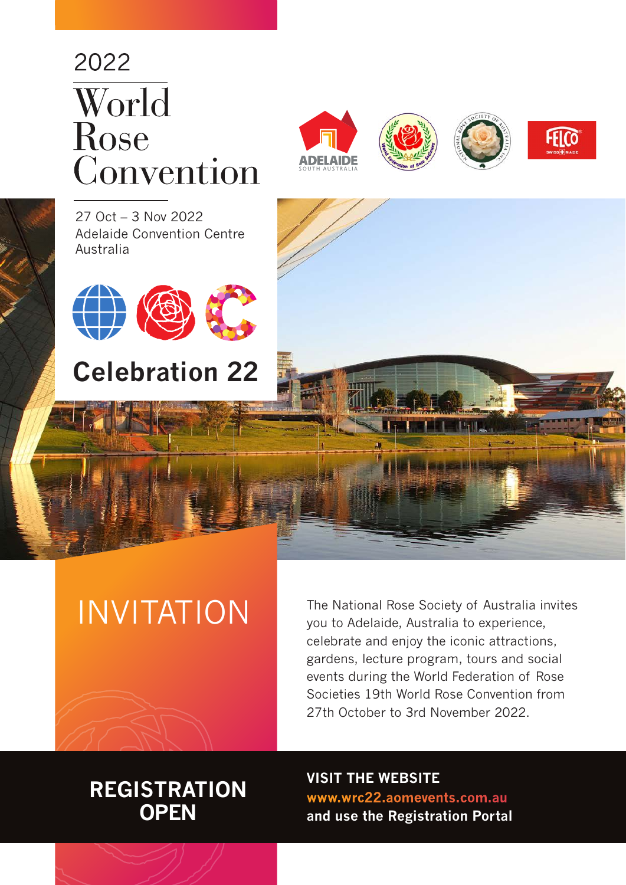2022

# World Rose Convention

27 Oct – 3 Nov 2022
Adelaide Convention Centre
Australia

## Celebration 22

# INVITATION

The National Rose Society of Australia invites you to Adelaide, Australia to experience, celebrate and enjoy the iconic attractions, gardens, lecture program, tours and social events during the World Federation of Rose Societies 19th World Rose Convention from 27th October to 3rd November 2022.

## REGISTRATION OPEN

**VISIT THE WEBSITE**
**www.wrc22.aomevents.com.au**
**and use the Registration Portal**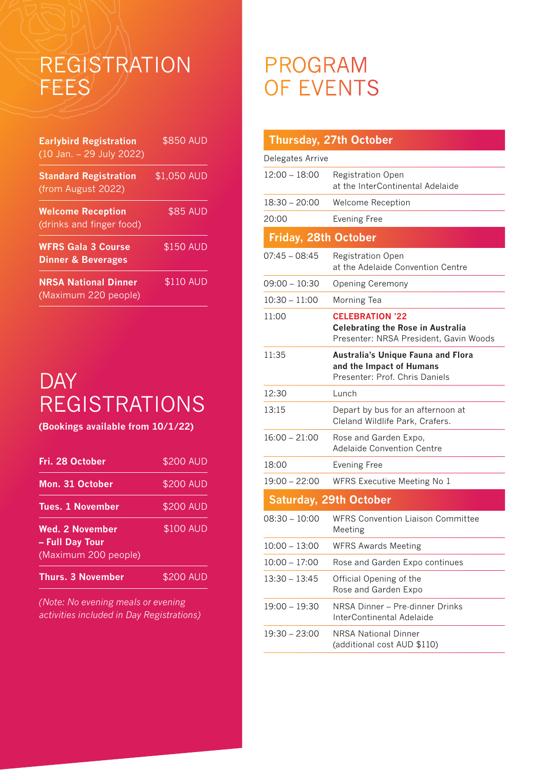# REGISTRATION FEES

| Item | Fee |
|---|---|
| **Earlybird Registration** (10 Jan. – 29 July 2022) | $850 AUD |
| **Standard Registration** (from August 2022) | $1,050 AUD |
| **Welcome Reception** (drinks and finger food) | $85 AUD |
| **WFRS Gala 3 Course Dinner & Beverages** | $150 AUD |
| **NRSA National Dinner** (Maximum 220 people) | $110 AUD |

# DAY REGISTRATIONS

**(Bookings available from 10/1/22)**

| Day | Fee |
|---|---|
| **Fri. 28 October** | $200 AUD |
| **Mon. 31 October** | $200 AUD |
| **Tues. 1 November** | $200 AUD |
| **Wed. 2 November – Full Day Tour** (Maximum 200 people) | $100 AUD |
| **Thurs. 3 November** | $200 AUD |

*(Note: No evening meals or evening activities included in Day Registrations)*

# PROGRAM OF EVENTS

## Thursday, 27th October

| Time | Event |
|---|---|
| Delegates Arrive | |
| 12:00 – 18:00 | Registration Open at the InterContinental Adelaide |
| 18:30 – 20:00 | Welcome Reception |
| 20:00 | Evening Free |

## Friday, 28th October

| Time | Event |
|---|---|
| 07:45 – 08:45 | Registration Open at the Adelaide Convention Centre |
| 09:00 – 10:30 | Opening Ceremony |
| 10:30 – 11:00 | Morning Tea |
| 11:00 | **CELEBRATION '22** **Celebrating the Rose in Australia** Presenter: NRSA President, Gavin Woods |
| 11:35 | **Australia's Unique Fauna and Flora and the Impact of Humans** Presenter: Prof. Chris Daniels |
| 12:30 | Lunch |
| 13:15 | Depart by bus for an afternoon at Cleland Wildlife Park, Crafers. |
| 16:00 – 21:00 | Rose and Garden Expo, Adelaide Convention Centre |
| 18:00 | Evening Free |
| 19:00 – 22:00 | WFRS Executive Meeting No 1 |

## Saturday, 29th October

| Time | Event |
|---|---|
| 08:30 – 10:00 | WFRS Convention Liaison Committee Meeting |
| 10:00 – 13:00 | WFRS Awards Meeting |
| 10:00 – 17:00 | Rose and Garden Expo continues |
| 13:30 – 13:45 | Official Opening of the Rose and Garden Expo |
| 19:00 – 19:30 | NRSA Dinner – Pre-dinner Drinks InterContinental Adelaide |
| 19:30 – 23:00 | NRSA National Dinner (additional cost AUD $110) |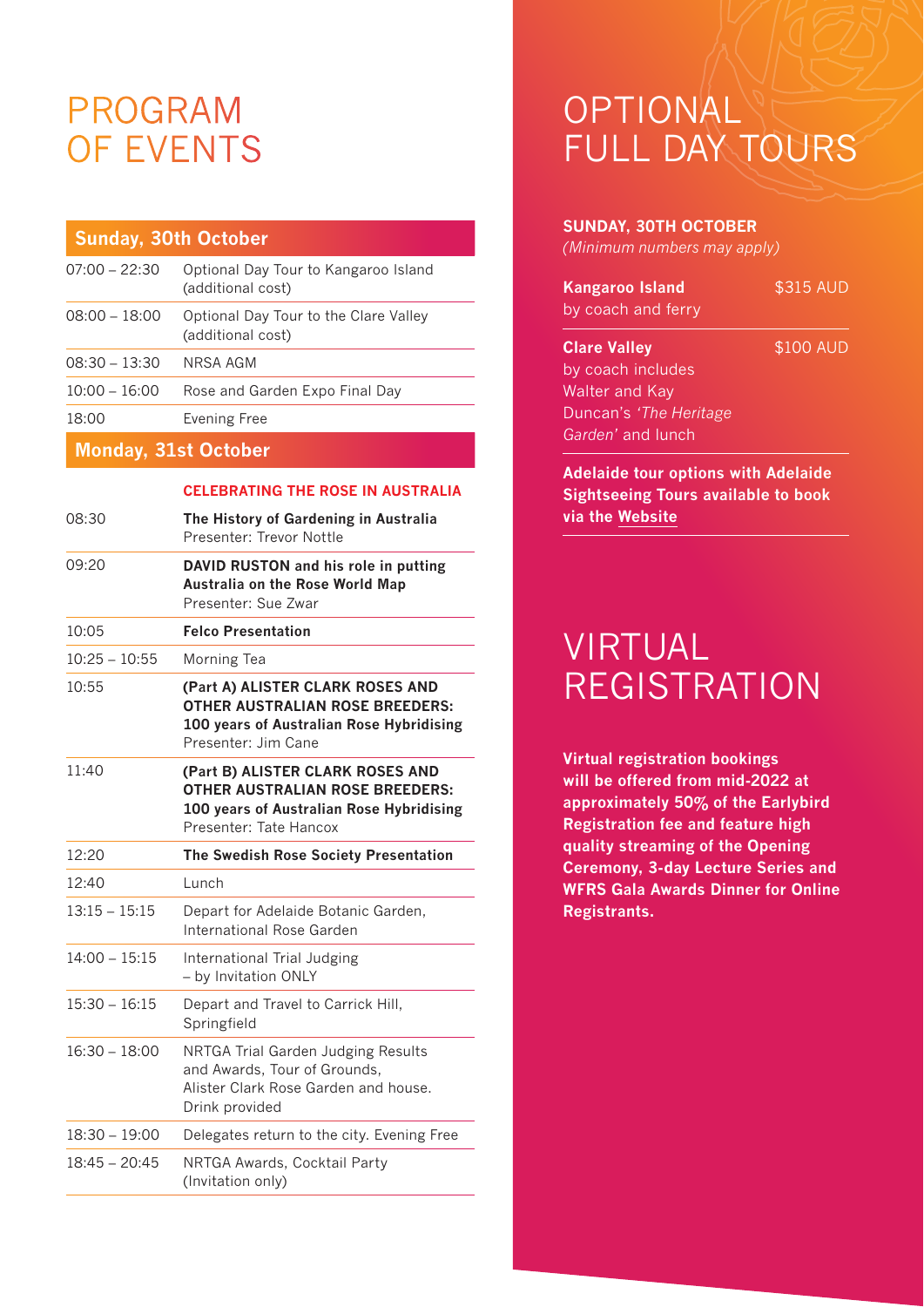# PROGRAM OF EVENTS

| Sunday, 30th October | |
|---|---|
| 07:00 – 22:30 | Optional Day Tour to Kangaroo Island (additional cost) |
| 08:00 – 18:00 | Optional Day Tour to the Clare Valley (additional cost) |
| 08:30 – 13:30 | NRSA AGM |
| 10:00 – 16:00 | Rose and Garden Expo Final Day |
| 18:00 | Evening Free |

| Monday, 31st October | |
|---|---|
| | **CELEBRATING THE ROSE IN AUSTRALIA** |
| 08:30 | **The History of Gardening in Australia** Presenter: Trevor Nottle |
| 09:20 | **DAVID RUSTON and his role in putting Australia on the Rose World Map** Presenter: Sue Zwar |
| 10:05 | **Felco Presentation** |
| 10:25 – 10:55 | Morning Tea |
| 10:55 | **(Part A) ALISTER CLARK ROSES AND OTHER AUSTRALIAN ROSE BREEDERS: 100 years of Australian Rose Hybridising** Presenter: Jim Cane |
| 11:40 | **(Part B) ALISTER CLARK ROSES AND OTHER AUSTRALIAN ROSE BREEDERS: 100 years of Australian Rose Hybridising** Presenter: Tate Hancox |
| 12:20 | **The Swedish Rose Society Presentation** |
| 12:40 | Lunch |
| 13:15 – 15:15 | Depart for Adelaide Botanic Garden, International Rose Garden |
| 14:00 – 15:15 | International Trial Judging – by Invitation ONLY |
| 15:30 – 16:15 | Depart and Travel to Carrick Hill, Springfield |
| 16:30 – 18:00 | NRTGA Trial Garden Judging Results and Awards, Tour of Grounds, Alister Clark Rose Garden and house. Drink provided |
| 18:30 – 19:00 | Delegates return to the city. Evening Free |
| 18:45 – 20:45 | NRTGA Awards, Cocktail Party (Invitation only) |

# OPTIONAL FULL DAY TOURS

**SUNDAY, 30TH OCTOBER**

*(Minimum numbers may apply)*

| | |
|---|---|
| **Kangaroo Island** by coach and ferry | $315 AUD |
| **Clare Valley** by coach includes Walter and Kay Duncan's *'The Heritage Garden'* and lunch | $100 AUD |

**Adelaide tour options with Adelaide Sightseeing Tours available to book via the Website**

# VIRTUAL REGISTRATION

**Virtual registration bookings will be offered from mid-2022 at approximately 50% of the Earlybird Registration fee and feature high quality streaming of the Opening Ceremony, 3-day Lecture Series and WFRS Gala Awards Dinner for Online Registrants.**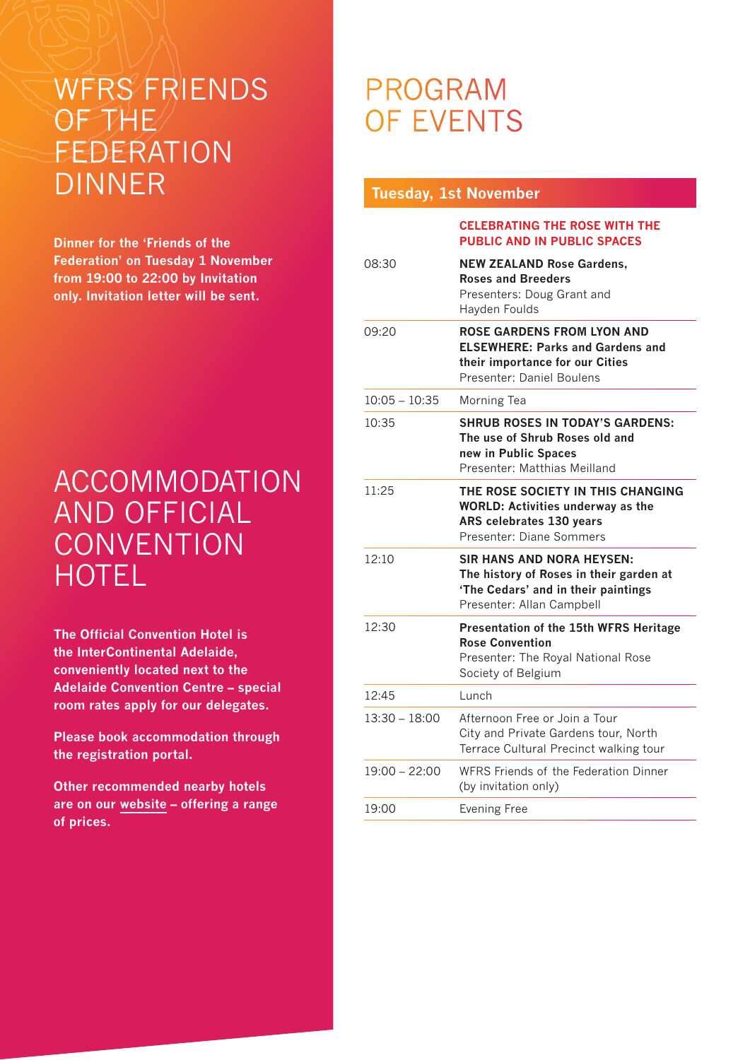# WFRS FRIENDS OF THE FEDERATION DINNER

**Dinner for the 'Friends of the Federation' on Tuesday 1 November from 19:00 to 22:00 by Invitation only. Invitation letter will be sent.**

# ACCOMMODATION AND OFFICIAL CONVENTION HOTEL

**The Official Convention Hotel is the InterContinental Adelaide, conveniently located next to the Adelaide Convention Centre – special room rates apply for our delegates.**

**Please book accommodation through the registration portal.**

**Other recommended nearby hotels are on our website – offering a range of prices.**

# PROGRAM OF EVENTS

## Tuesday, 1st November

| | **CELEBRATING THE ROSE WITH THE PUBLIC AND IN PUBLIC SPACES** |
|---|---|
| 08:30 | **NEW ZEALAND Rose Gardens, Roses and Breeders** Presenters: Doug Grant and Hayden Foulds |
| 09:20 | **ROSE GARDENS FROM LYON AND ELSEWHERE: Parks and Gardens and their importance for our Cities** Presenter: Daniel Boulens |
| 10:05 – 10:35 | Morning Tea |
| 10:35 | **SHRUB ROSES IN TODAY'S GARDENS: The use of Shrub Roses old and new in Public Spaces** Presenter: Matthias Meilland |
| 11:25 | **THE ROSE SOCIETY IN THIS CHANGING WORLD: Activities underway as the ARS celebrates 130 years** Presenter: Diane Sommers |
| 12:10 | **SIR HANS AND NORA HEYSEN: The history of Roses in their garden at 'The Cedars' and in their paintings** Presenter: Allan Campbell |
| 12:30 | **Presentation of the 15th WFRS Heritage Rose Convention** Presenter: The Royal National Rose Society of Belgium |
| 12:45 | Lunch |
| 13:30 – 18:00 | Afternoon Free or Join a Tour City and Private Gardens tour, North Terrace Cultural Precinct walking tour |
| 19:00 – 22:00 | WFRS Friends of the Federation Dinner (by invitation only) |
| 19:00 | Evening Free |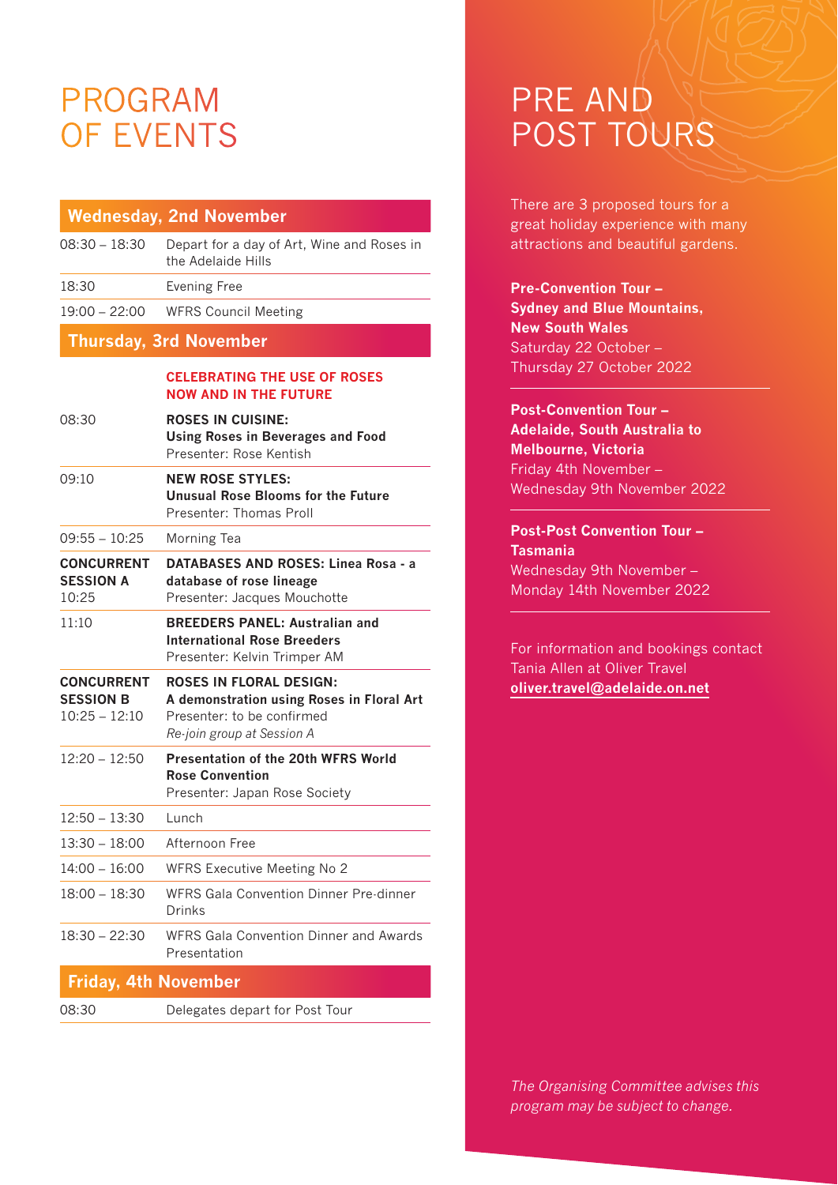# PROGRAM OF EVENTS

| | |
|---|---|
| **Wednesday, 2nd November** | |
| 08:30 – 18:30 | Depart for a day of Art, Wine and Roses in the Adelaide Hills |
| 18:30 | Evening Free |
| 19:00 – 22:00 | WFRS Council Meeting |
| **Thursday, 3rd November** | |
| | **CELEBRATING THE USE OF ROSES NOW AND IN THE FUTURE** |
| 08:30 | **ROSES IN CUISINE: Using Roses in Beverages and Food** Presenter: Rose Kentish |
| 09:10 | **NEW ROSE STYLES: Unusual Rose Blooms for the Future** Presenter: Thomas Proll |
| 09:55 – 10:25 | Morning Tea |
| **CONCURRENT SESSION A** 10:25 | **DATABASES AND ROSES: Linea Rosa - a database of rose lineage** Presenter: Jacques Mouchotte |
| 11:10 | **BREEDERS PANEL: Australian and International Rose Breeders** Presenter: Kelvin Trimper AM |
| **CONCURRENT SESSION B** 10:25 – 12:10 | **ROSES IN FLORAL DESIGN: A demonstration using Roses in Floral Art** Presenter: to be confirmed *Re-join group at Session A* |
| 12:20 – 12:50 | **Presentation of the 20th WFRS World Rose Convention** Presenter: Japan Rose Society |
| 12:50 – 13:30 | Lunch |
| 13:30 – 18:00 | Afternoon Free |
| 14:00 – 16:00 | WFRS Executive Meeting No 2 |
| 18:00 – 18:30 | WFRS Gala Convention Dinner Pre-dinner Drinks |
| 18:30 – 22:30 | WFRS Gala Convention Dinner and Awards Presentation |
| **Friday, 4th November** | |
| 08:30 | Delegates depart for Post Tour |

# PRE AND POST TOURS

There are 3 proposed tours for a great holiday experience with many attractions and beautiful gardens.

**Pre-Convention Tour – Sydney and Blue Mountains, New South Wales**
Saturday 22 October – Thursday 27 October 2022

**Post-Convention Tour – Adelaide, South Australia to Melbourne, Victoria**
Friday 4th November – Wednesday 9th November 2022

**Post-Post Convention Tour – Tasmania**
Wednesday 9th November – Monday 14th November 2022

For information and bookings contact Tania Allen at Oliver Travel
**oliver.travel@adelaide.on.net**

*The Organising Committee advises this program may be subject to change.*